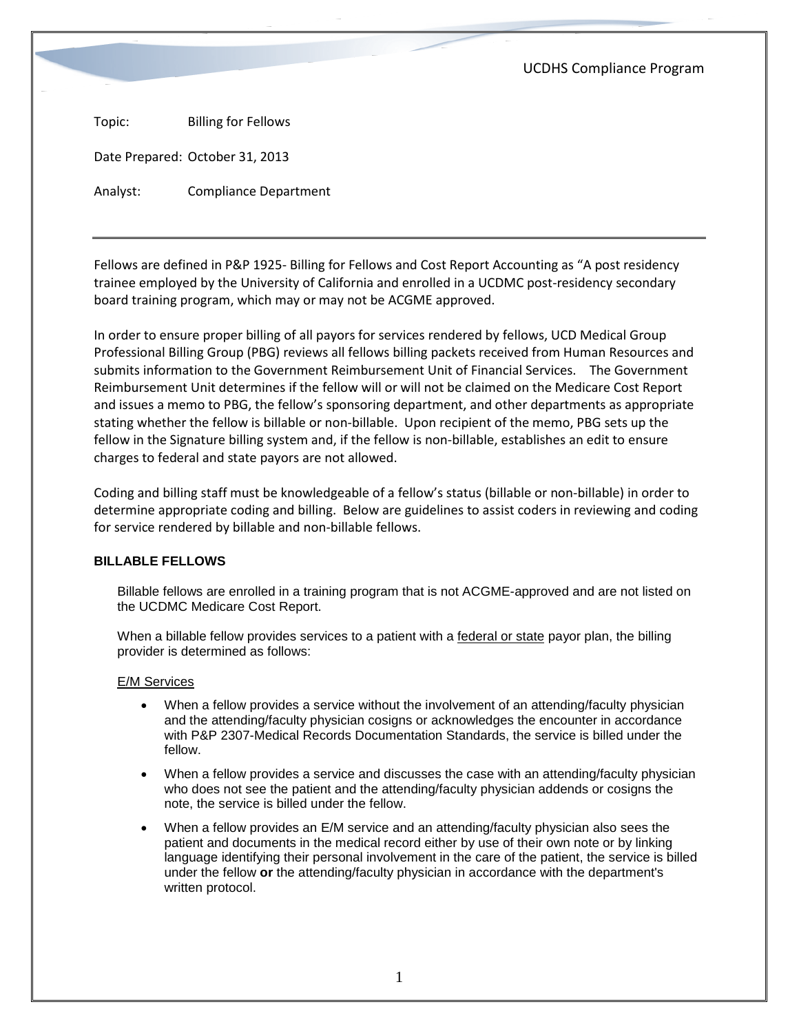UCDHS Compliance Program

Topic: Billing for Fellows

Date Prepared: October 31, 2013

Analyst: Compliance Department

---

Fellows are defined in P&P 1925- Billing for Fellows and Cost Report Accounting as "A post residency trainee employed by the University of California and enrolled in a UCDMC post-residency secondary board training program, which may or may not be ACGME approved.

In order to ensure proper billing of all payors for services rendered by fellows, UCD Medical Group Professional Billing Group (PBG) reviews all fellows billing packets received from Human Resources and submits information to the Government Reimbursement Unit of Financial Services. The Government Reimbursement Unit determines if the fellow will or will not be claimed on the Medicare Cost Report and issues a memo to PBG, the fellow's sponsoring department, and other departments as appropriate stating whether the fellow is billable or non-billable. Upon recipient of the memo, PBG sets up the fellow in the Signature billing system and, if the fellow is non-billable, establishes an edit to ensure charges to federal and state payors are not allowed.

Coding and billing staff must be knowledgeable of a fellow's status (billable or non-billable) in order to determine appropriate coding and billing. Below are guidelines to assist coders in reviewing and coding for service rendered by billable and non-billable fellows.

## BILLABLE FELLOWS

Billable fellows are enrolled in a training program that is not ACGME-approved and are not listed on the UCDMC Medicare Cost Report.

When a billable fellow provides services to a patient with a federal or state payor plan, the billing provider is determined as follows:

### E/M Services

- When a fellow provides a service without the involvement of an attending/faculty physician and the attending/faculty physician cosigns or acknowledges the encounter in accordance with P&P 2307-Medical Records Documentation Standards, the service is billed under the fellow.
- When a fellow provides a service and discusses the case with an attending/faculty physician who does not see the patient and the attending/faculty physician addends or cosigns the note, the service is billed under the fellow.
- When a fellow provides an E/M service and an attending/faculty physician also sees the patient and documents in the medical record either by use of their own note or by linking language identifying their personal involvement in the care of the patient, the service is billed under the fellow **or** the attending/faculty physician in accordance with the department's written protocol.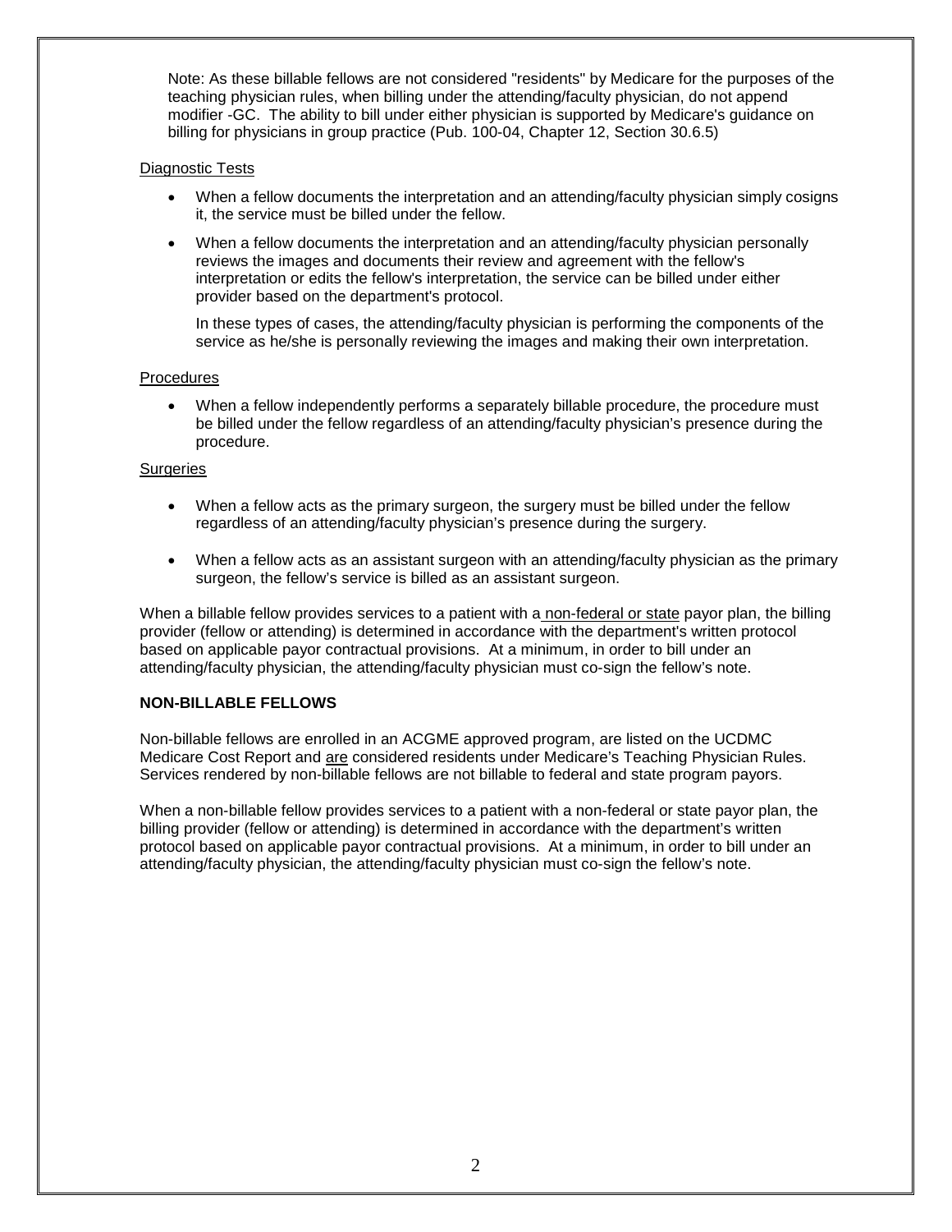Note: As these billable fellows are not considered "residents" by Medicare for the purposes of the teaching physician rules, when billing under the attending/faculty physician, do not append modifier -GC. The ability to bill under either physician is supported by Medicare's guidance on billing for physicians in group practice (Pub. 100-04, Chapter 12, Section 30.6.5)

Diagnostic Tests

- When a fellow documents the interpretation and an attending/faculty physician simply cosigns it, the service must be billed under the fellow.
- When a fellow documents the interpretation and an attending/faculty physician personally reviews the images and documents their review and agreement with the fellow's interpretation or edits the fellow's interpretation, the service can be billed under either provider based on the department's protocol.

  In these types of cases, the attending/faculty physician is performing the components of the service as he/she is personally reviewing the images and making their own interpretation.

Procedures

- When a fellow independently performs a separately billable procedure, the procedure must be billed under the fellow regardless of an attending/faculty physician's presence during the procedure.

Surgeries

- When a fellow acts as the primary surgeon, the surgery must be billed under the fellow regardless of an attending/faculty physician's presence during the surgery.
- When a fellow acts as an assistant surgeon with an attending/faculty physician as the primary surgeon, the fellow's service is billed as an assistant surgeon.

When a billable fellow provides services to a patient with a non-federal or state payor plan, the billing provider (fellow or attending) is determined in accordance with the department's written protocol based on applicable payor contractual provisions. At a minimum, in order to bill under an attending/faculty physician, the attending/faculty physician must co-sign the fellow's note.

**NON-BILLABLE FELLOWS**

Non-billable fellows are enrolled in an ACGME approved program, are listed on the UCDMC Medicare Cost Report and are considered residents under Medicare's Teaching Physician Rules. Services rendered by non-billable fellows are not billable to federal and state program payors.

When a non-billable fellow provides services to a patient with a non-federal or state payor plan, the billing provider (fellow or attending) is determined in accordance with the department's written protocol based on applicable payor contractual provisions. At a minimum, in order to bill under an attending/faculty physician, the attending/faculty physician must co-sign the fellow's note.